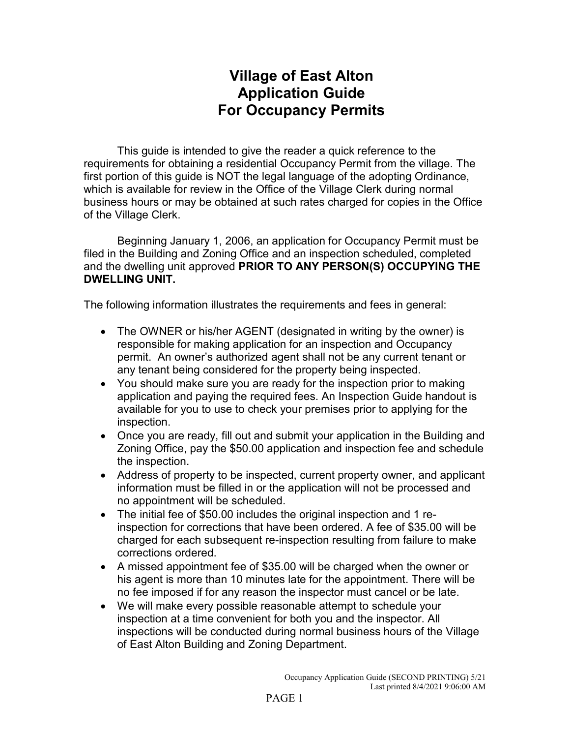# Village of East Alton Application Guide For Occupancy Permits

This guide is intended to give the reader a quick reference to the requirements for obtaining a residential Occupancy Permit from the village. The first portion of this guide is NOT the legal language of the adopting Ordinance, which is available for review in the Office of the Village Clerk during normal business hours or may be obtained at such rates charged for copies in the Office of the Village Clerk.

Beginning January 1, 2006, an application for Occupancy Permit must be filed in the Building and Zoning Office and an inspection scheduled, completed and the dwelling unit approved **PRIOR TO ANY PERSON(S) OCCUPYING THE DWELLING UNIT.**

The following information illustrates the requirements and fees in general:

- The OWNER or his/her AGENT (designated in writing by the owner) is responsible for making application for an inspection and Occupancy permit. An owner's authorized agent shall not be any current tenant or any tenant being considered for the property being inspected.
- You should make sure you are ready for the inspection prior to making application and paying the required fees. An Inspection Guide handout is available for you to use to check your premises prior to applying for the inspection.
- Once you are ready, fill out and submit your application in the Building and Zoning Office, pay the $50.00 application and inspection fee and schedule the inspection.
- Address of property to be inspected, current property owner, and applicant information must be filled in or the application will not be processed and no appointment will be scheduled.
- The initial fee of $50.00 includes the original inspection and 1 re-inspection for corrections that have been ordered. A fee of $35.00 will be charged for each subsequent re-inspection resulting from failure to make corrections ordered.
- A missed appointment fee of $35.00 will be charged when the owner or his agent is more than 10 minutes late for the appointment. There will be no fee imposed if for any reason the inspector must cancel or be late.
- We will make every possible reasonable attempt to schedule your inspection at a time convenient for both you and the inspector. All inspections will be conducted during normal business hours of the Village of East Alton Building and Zoning Department.

Occupancy Application Guide (SECOND PRINTING) 5/21
Last printed 8/4/2021 9:06:00 AM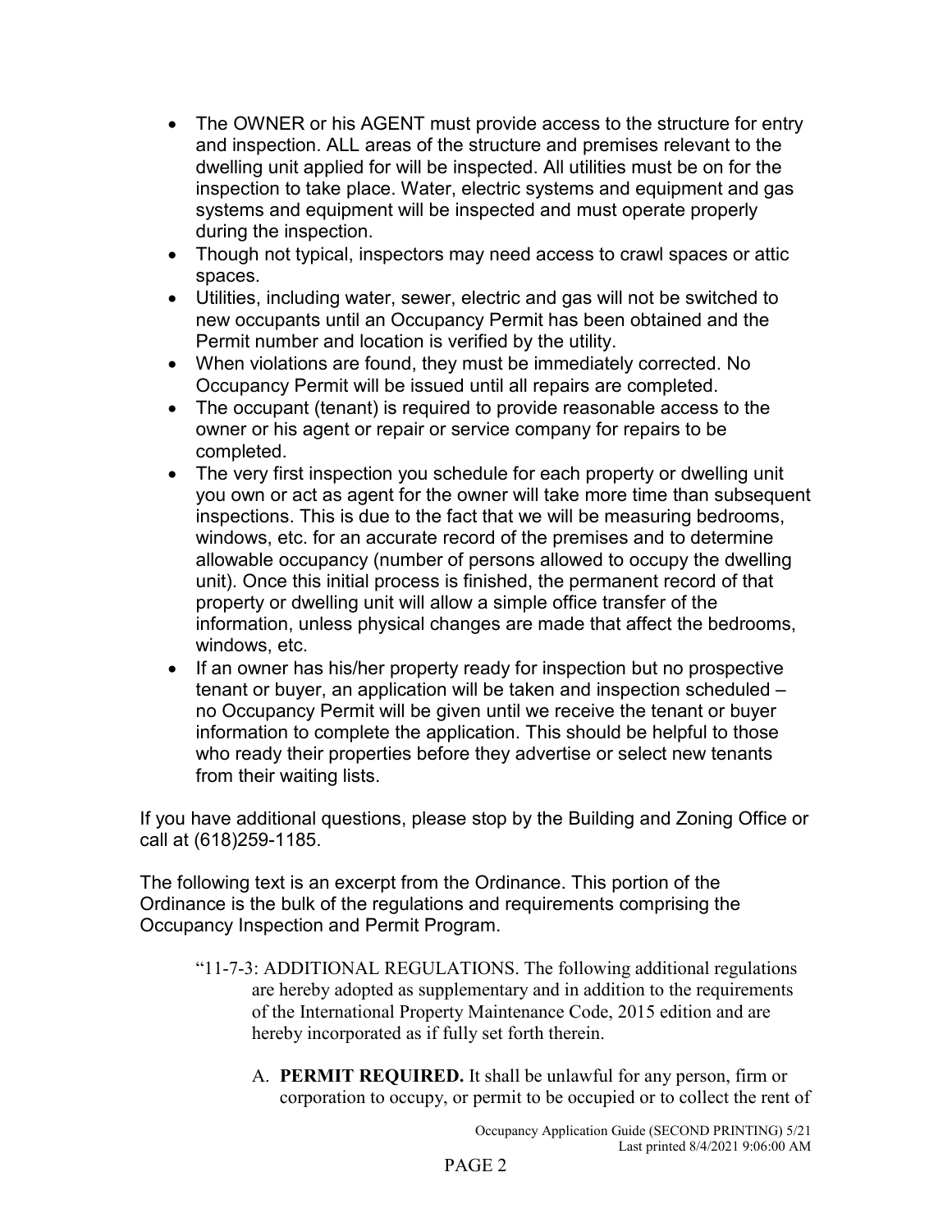- The OWNER or his AGENT must provide access to the structure for entry and inspection. ALL areas of the structure and premises relevant to the dwelling unit applied for will be inspected. All utilities must be on for the inspection to take place. Water, electric systems and equipment and gas systems and equipment will be inspected and must operate properly during the inspection.
- Though not typical, inspectors may need access to crawl spaces or attic spaces.
- Utilities, including water, sewer, electric and gas will not be switched to new occupants until an Occupancy Permit has been obtained and the Permit number and location is verified by the utility.
- When violations are found, they must be immediately corrected. No Occupancy Permit will be issued until all repairs are completed.
- The occupant (tenant) is required to provide reasonable access to the owner or his agent or repair or service company for repairs to be completed.
- The very first inspection you schedule for each property or dwelling unit you own or act as agent for the owner will take more time than subsequent inspections. This is due to the fact that we will be measuring bedrooms, windows, etc. for an accurate record of the premises and to determine allowable occupancy (number of persons allowed to occupy the dwelling unit). Once this initial process is finished, the permanent record of that property or dwelling unit will allow a simple office transfer of the information, unless physical changes are made that affect the bedrooms, windows, etc.
- If an owner has his/her property ready for inspection but no prospective tenant or buyer, an application will be taken and inspection scheduled – no Occupancy Permit will be given until we receive the tenant or buyer information to complete the application. This should be helpful to those who ready their properties before they advertise or select new tenants from their waiting lists.

If you have additional questions, please stop by the Building and Zoning Office or call at (618)259-1185.

The following text is an excerpt from the Ordinance. This portion of the Ordinance is the bulk of the regulations and requirements comprising the Occupancy Inspection and Permit Program.

> "11-7-3: ADDITIONAL REGULATIONS. The following additional regulations are hereby adopted as supplementary and in addition to the requirements of the International Property Maintenance Code, 2015 edition and are hereby incorporated as if fully set forth therein.
>
> A. **PERMIT REQUIRED.** It shall be unlawful for any person, firm or corporation to occupy, or permit to be occupied or to collect the rent of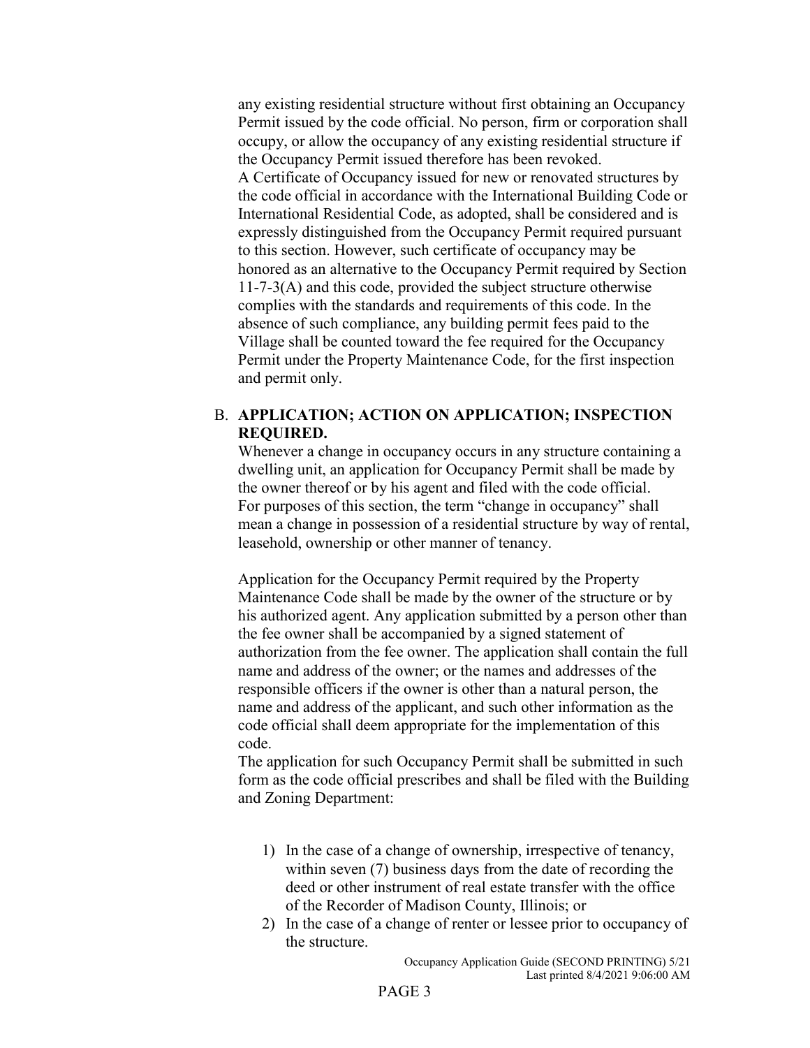any existing residential structure without first obtaining an Occupancy Permit issued by the code official. No person, firm or corporation shall occupy, or allow the occupancy of any existing residential structure if the Occupancy Permit issued therefore has been revoked.
A Certificate of Occupancy issued for new or renovated structures by the code official in accordance with the International Building Code or International Residential Code, as adopted, shall be considered and is expressly distinguished from the Occupancy Permit required pursuant to this section. However, such certificate of occupancy may be honored as an alternative to the Occupancy Permit required by Section 11-7-3(A) and this code, provided the subject structure otherwise complies with the standards and requirements of this code. In the absence of such compliance, any building permit fees paid to the Village shall be counted toward the fee required for the Occupancy Permit under the Property Maintenance Code, for the first inspection and permit only.

B. **APPLICATION; ACTION ON APPLICATION; INSPECTION REQUIRED.**
Whenever a change in occupancy occurs in any structure containing a dwelling unit, an application for Occupancy Permit shall be made by the owner thereof or by his agent and filed with the code official. For purposes of this section, the term "change in occupancy" shall mean a change in possession of a residential structure by way of rental, leasehold, ownership or other manner of tenancy.

Application for the Occupancy Permit required by the Property Maintenance Code shall be made by the owner of the structure or by his authorized agent. Any application submitted by a person other than the fee owner shall be accompanied by a signed statement of authorization from the fee owner. The application shall contain the full name and address of the owner; or the names and addresses of the responsible officers if the owner is other than a natural person, the name and address of the applicant, and such other information as the code official shall deem appropriate for the implementation of this code.
The application for such Occupancy Permit shall be submitted in such form as the code official prescribes and shall be filed with the Building and Zoning Department:

1) In the case of a change of ownership, irrespective of tenancy, within seven (7) business days from the date of recording the deed or other instrument of real estate transfer with the office of the Recorder of Madison County, Illinois; or
2) In the case of a change of renter or lessee prior to occupancy of the structure.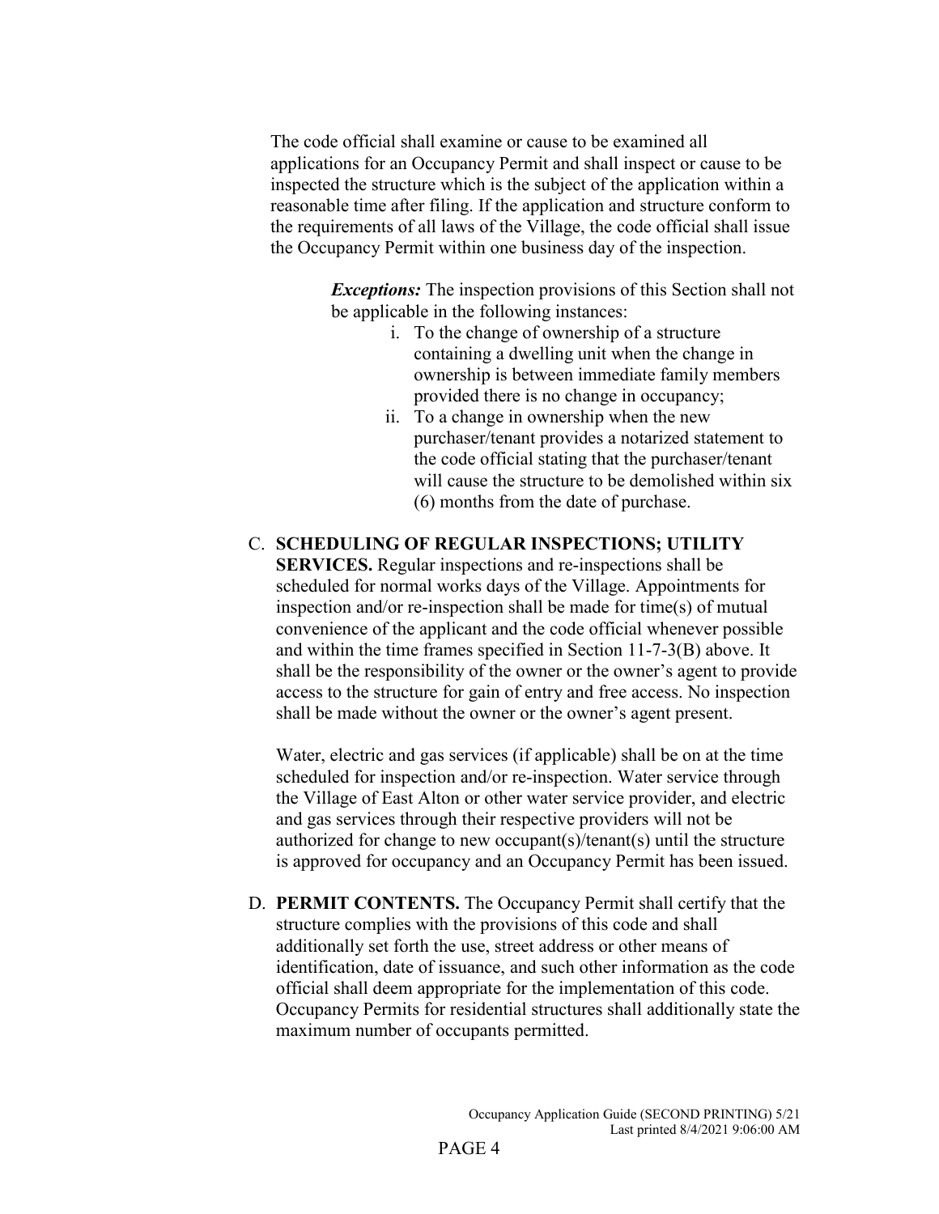The code official shall examine or cause to be examined all applications for an Occupancy Permit and shall inspect or cause to be inspected the structure which is the subject of the application within a reasonable time after filing. If the application and structure conform to the requirements of all laws of the Village, the code official shall issue the Occupancy Permit within one business day of the inspection.

> ***Exceptions:*** The inspection provisions of this Section shall not be applicable in the following instances:
>
> i. To the change of ownership of a structure containing a dwelling unit when the change in ownership is between immediate family members provided there is no change in occupancy;
>
> ii. To a change in ownership when the new purchaser/tenant provides a notarized statement to the code official stating that the purchaser/tenant will cause the structure to be demolished within six (6) months from the date of purchase.

C. **SCHEDULING OF REGULAR INSPECTIONS; UTILITY SERVICES.** Regular inspections and re-inspections shall be scheduled for normal works days of the Village. Appointments for inspection and/or re-inspection shall be made for time(s) of mutual convenience of the applicant and the code official whenever possible and within the time frames specified in Section 11-7-3(B) above. It shall be the responsibility of the owner or the owner's agent to provide access to the structure for gain of entry and free access. No inspection shall be made without the owner or the owner's agent present.

Water, electric and gas services (if applicable) shall be on at the time scheduled for inspection and/or re-inspection. Water service through the Village of East Alton or other water service provider, and electric and gas services through their respective providers will not be authorized for change to new occupant(s)/tenant(s) until the structure is approved for occupancy and an Occupancy Permit has been issued.

D. **PERMIT CONTENTS.** The Occupancy Permit shall certify that the structure complies with the provisions of this code and shall additionally set forth the use, street address or other means of identification, date of issuance, and such other information as the code official shall deem appropriate for the implementation of this code. Occupancy Permits for residential structures shall additionally state the maximum number of occupants permitted.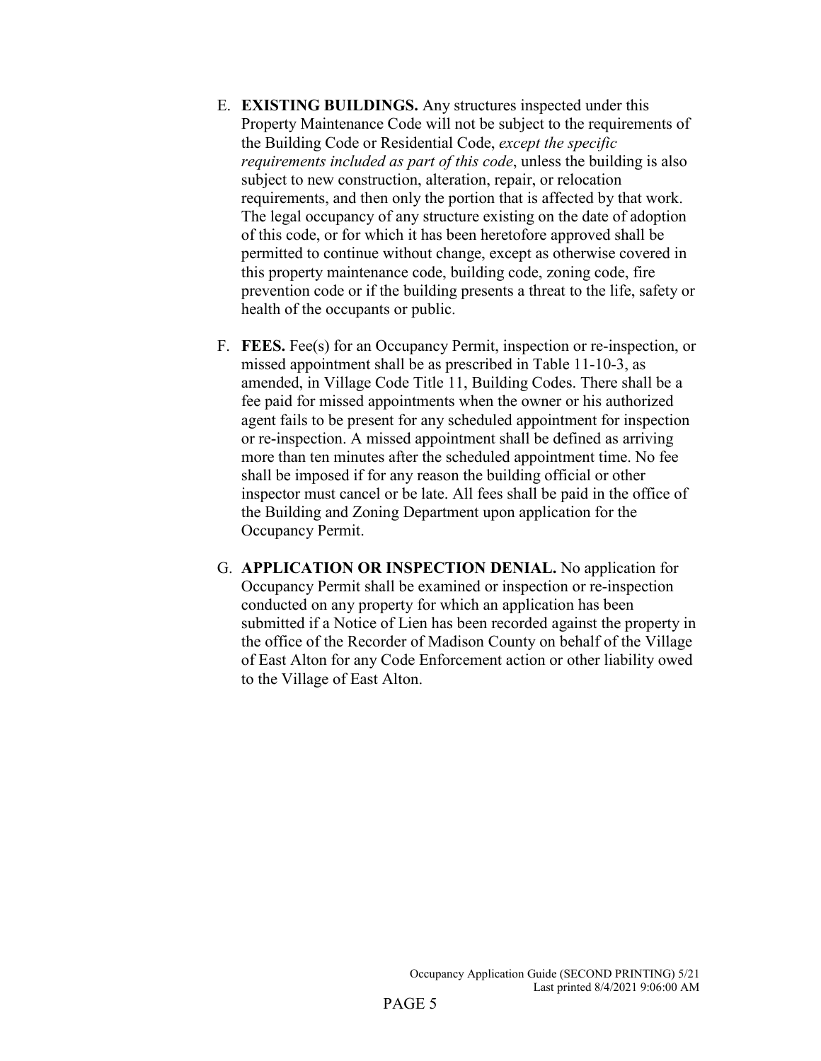E. **EXISTING BUILDINGS.** Any structures inspected under this Property Maintenance Code will not be subject to the requirements of the Building Code or Residential Code, *except the specific requirements included as part of this code*, unless the building is also subject to new construction, alteration, repair, or relocation requirements, and then only the portion that is affected by that work. The legal occupancy of any structure existing on the date of adoption of this code, or for which it has been heretofore approved shall be permitted to continue without change, except as otherwise covered in this property maintenance code, building code, zoning code, fire prevention code or if the building presents a threat to the life, safety or health of the occupants or public.

F. **FEES.** Fee(s) for an Occupancy Permit, inspection or re-inspection, or missed appointment shall be as prescribed in Table 11-10-3, as amended, in Village Code Title 11, Building Codes. There shall be a fee paid for missed appointments when the owner or his authorized agent fails to be present for any scheduled appointment for inspection or re-inspection. A missed appointment shall be defined as arriving more than ten minutes after the scheduled appointment time. No fee shall be imposed if for any reason the building official or other inspector must cancel or be late. All fees shall be paid in the office of the Building and Zoning Department upon application for the Occupancy Permit.

G. **APPLICATION OR INSPECTION DENIAL.** No application for Occupancy Permit shall be examined or inspection or re-inspection conducted on any property for which an application has been submitted if a Notice of Lien has been recorded against the property in the office of the Recorder of Madison County on behalf of the Village of East Alton for any Code Enforcement action or other liability owed to the Village of East Alton.